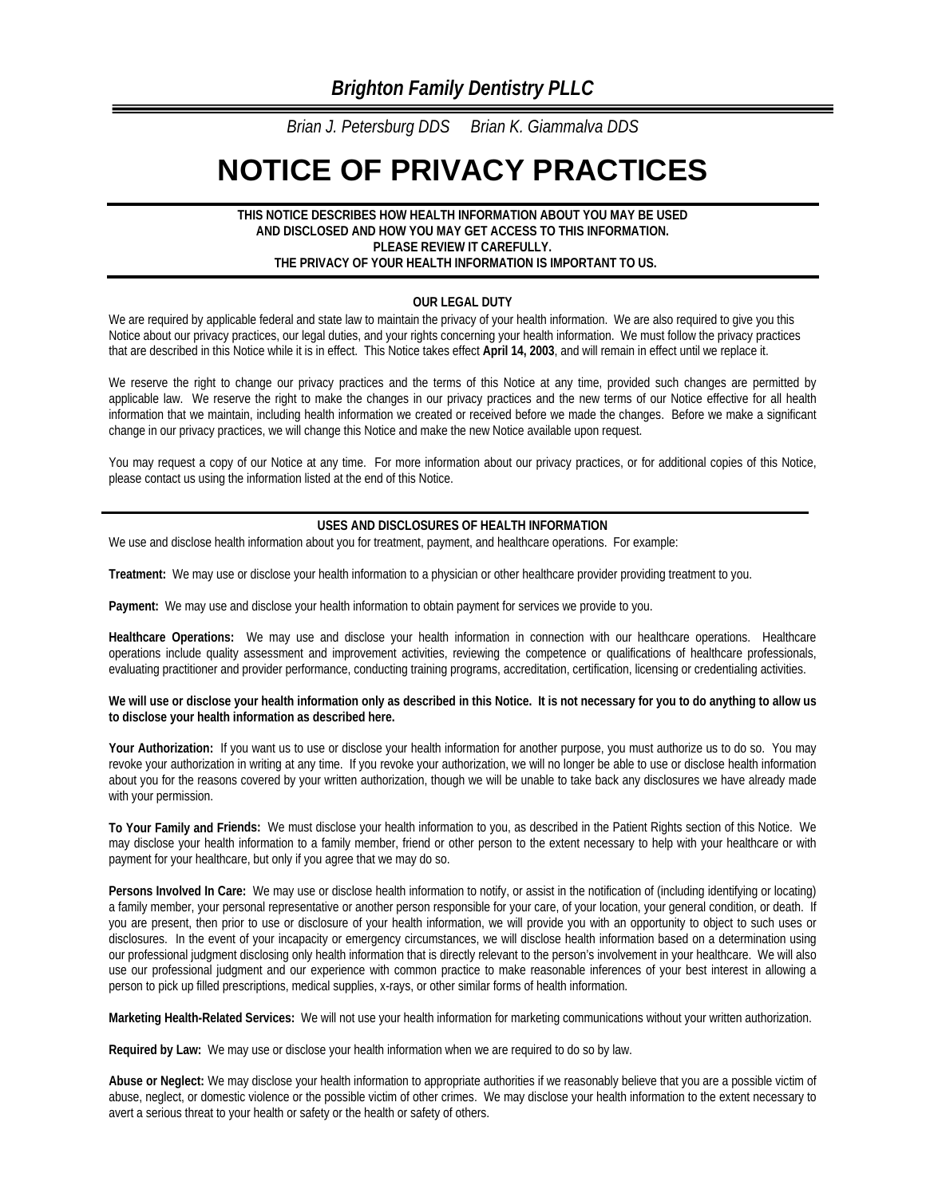## *Brighton Family Dentistry PLLC*

*Brian J. Petersburg DDS     Brian K. Giammalva DDS*

# NOTICE OF PRIVACY PRACTICES

**THIS NOTICE DESCRIBES HOW HEALTH INFORMATION ABOUT YOU MAY BE USED AND DISCLOSED AND HOW YOU MAY GET ACCESS TO THIS INFORMATION. PLEASE REVIEW IT CAREFULLY. THE PRIVACY OF YOUR HEALTH INFORMATION IS IMPORTANT TO US.**

### OUR LEGAL DUTY

We are required by applicable federal and state law to maintain the privacy of your health information. We are also required to give you this Notice about our privacy practices, our legal duties, and your rights concerning your health information. We must follow the privacy practices that are described in this Notice while it is in effect. This Notice takes effect **April 14, 2003**, and will remain in effect until we replace it.

We reserve the right to change our privacy practices and the terms of this Notice at any time, provided such changes are permitted by applicable law. We reserve the right to make the changes in our privacy practices and the new terms of our Notice effective for all health information that we maintain, including health information we created or received before we made the changes. Before we make a significant change in our privacy practices, we will change this Notice and make the new Notice available upon request.

You may request a copy of our Notice at any time. For more information about our privacy practices, or for additional copies of this Notice, please contact us using the information listed at the end of this Notice.

### USES AND DISCLOSURES OF HEALTH INFORMATION

We use and disclose health information about you for treatment, payment, and healthcare operations. For example:

**Treatment:** We may use or disclose your health information to a physician or other healthcare provider providing treatment to you.

**Payment:** We may use and disclose your health information to obtain payment for services we provide to you.

**Healthcare Operations:** We may use and disclose your health information in connection with our healthcare operations. Healthcare operations include quality assessment and improvement activities, reviewing the competence or qualifications of healthcare professionals, evaluating practitioner and provider performance, conducting training programs, accreditation, certification, licensing or credentialing activities.

**We will use or disclose your health information only as described in this Notice. It is not necessary for you to do anything to allow us to disclose your health information as described here.**

**Your Authorization:** If you want us to use or disclose your health information for another purpose, you must authorize us to do so. You may revoke your authorization in writing at any time. If you revoke your authorization, we will no longer be able to use or disclose health information about you for the reasons covered by your written authorization, though we will be unable to take back any disclosures we have already made with your permission.

**To Your Family and Friends:** We must disclose your health information to you, as described in the Patient Rights section of this Notice. We may disclose your health information to a family member, friend or other person to the extent necessary to help with your healthcare or with payment for your healthcare, but only if you agree that we may do so.

**Persons Involved In Care:** We may use or disclose health information to notify, or assist in the notification of (including identifying or locating) a family member, your personal representative or another person responsible for your care, of your location, your general condition, or death. If you are present, then prior to use or disclosure of your health information, we will provide you with an opportunity to object to such uses or disclosures. In the event of your incapacity or emergency circumstances, we will disclose health information based on a determination using our professional judgment disclosing only health information that is directly relevant to the person's involvement in your healthcare. We will also use our professional judgment and our experience with common practice to make reasonable inferences of your best interest in allowing a person to pick up filled prescriptions, medical supplies, x-rays, or other similar forms of health information.

**Marketing Health-Related Services:** We will not use your health information for marketing communications without your written authorization.

**Required by Law:** We may use or disclose your health information when we are required to do so by law.

**Abuse or Neglect:** We may disclose your health information to appropriate authorities if we reasonably believe that you are a possible victim of abuse, neglect, or domestic violence or the possible victim of other crimes. We may disclose your health information to the extent necessary to avert a serious threat to your health or safety or the health or safety of others.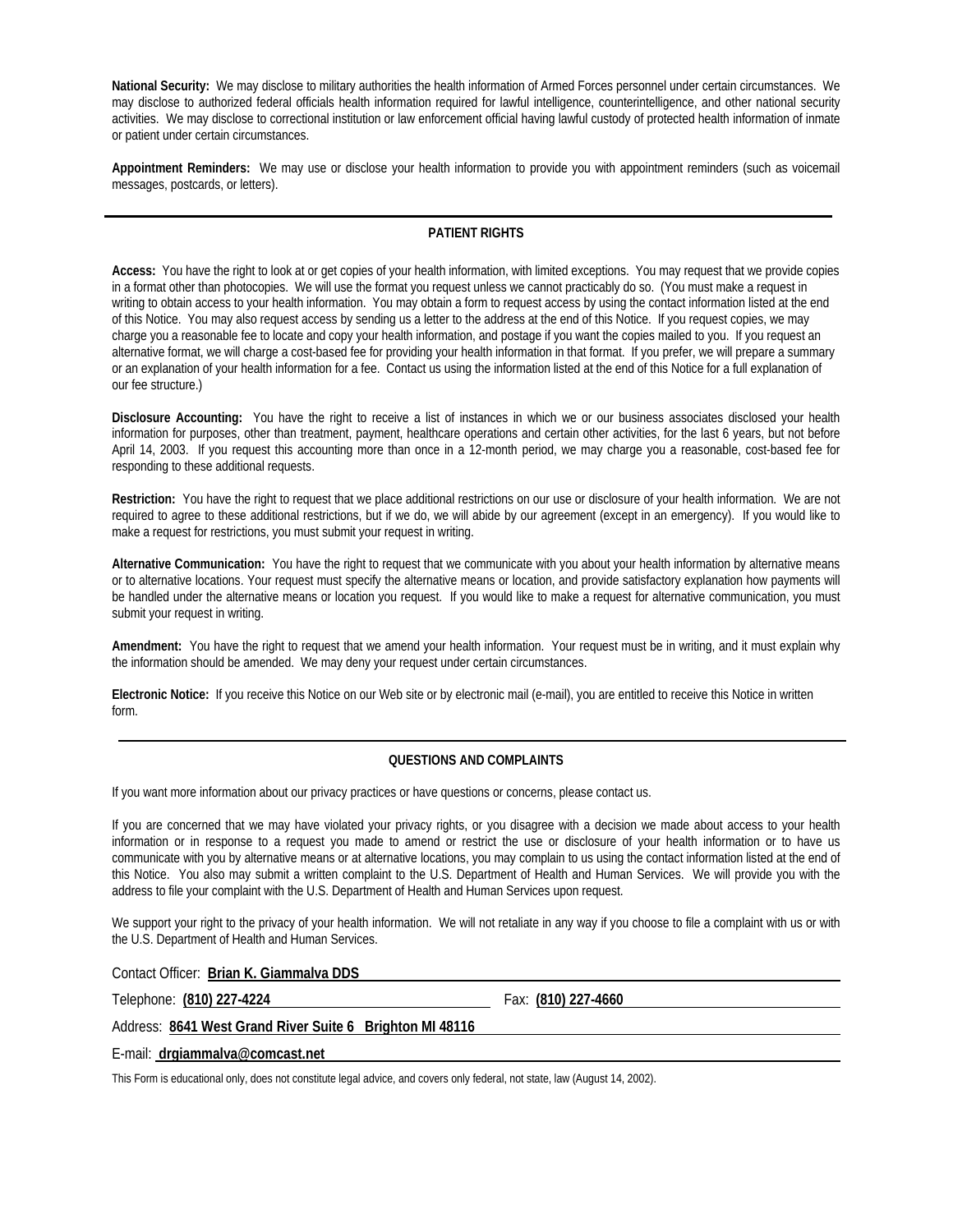**National Security:** We may disclose to military authorities the health information of Armed Forces personnel under certain circumstances. We may disclose to authorized federal officials health information required for lawful intelligence, counterintelligence, and other national security activities. We may disclose to correctional institution or law enforcement official having lawful custody of protected health information of inmate or patient under certain circumstances.

**Appointment Reminders:** We may use or disclose your health information to provide you with appointment reminders (such as voicemail messages, postcards, or letters).

---

## PATIENT RIGHTS

**Access:** You have the right to look at or get copies of your health information, with limited exceptions. You may request that we provide copies in a format other than photocopies. We will use the format you request unless we cannot practicably do so. (You must make a request in writing to obtain access to your health information. You may obtain a form to request access by using the contact information listed at the end of this Notice. You may also request access by sending us a letter to the address at the end of this Notice. If you request copies, we may charge you a reasonable fee to locate and copy your health information, and postage if you want the copies mailed to you. If you request an alternative format, we will charge a cost-based fee for providing your health information in that format. If you prefer, we will prepare a summary or an explanation of your health information for a fee. Contact us using the information listed at the end of this Notice for a full explanation of our fee structure.)

**Disclosure Accounting:** You have the right to receive a list of instances in which we or our business associates disclosed your health information for purposes, other than treatment, payment, healthcare operations and certain other activities, for the last 6 years, but not before April 14, 2003. If you request this accounting more than once in a 12-month period, we may charge you a reasonable, cost-based fee for responding to these additional requests.

**Restriction:** You have the right to request that we place additional restrictions on our use or disclosure of your health information. We are not required to agree to these additional restrictions, but if we do, we will abide by our agreement (except in an emergency). If you would like to make a request for restrictions, you must submit your request in writing.

**Alternative Communication:** You have the right to request that we communicate with you about your health information by alternative means or to alternative locations. Your request must specify the alternative means or location, and provide satisfactory explanation how payments will be handled under the alternative means or location you request. If you would like to make a request for alternative communication, you must submit your request in writing.

**Amendment:** You have the right to request that we amend your health information. Your request must be in writing, and it must explain why the information should be amended. We may deny your request under certain circumstances.

**Electronic Notice:** If you receive this Notice on our Web site or by electronic mail (e-mail), you are entitled to receive this Notice in written form.

---

## QUESTIONS AND COMPLAINTS

If you want more information about our privacy practices or have questions or concerns, please contact us.

If you are concerned that we may have violated your privacy rights, or you disagree with a decision we made about access to your health information or in response to a request you made to amend or restrict the use or disclosure of your health information or to have us communicate with you by alternative means or at alternative locations, you may complain to us using the contact information listed at the end of this Notice. You also may submit a written complaint to the U.S. Department of Health and Human Services. We will provide you with the address to file your complaint with the U.S. Department of Health and Human Services upon request.

We support your right to the privacy of your health information. We will not retaliate in any way if you choose to file a complaint with us or with the U.S. Department of Health and Human Services.

Contact Officer: **Brian K. Giammalva DDS**

Telephone: **(810) 227-4224** Fax: **(810) 227-4660**

Address: **8641 West Grand River Suite 6 Brighton MI 48116**

E-mail: **drgiammalva@comcast.net**

This Form is educational only, does not constitute legal advice, and covers only federal, not state, law (August 14, 2002).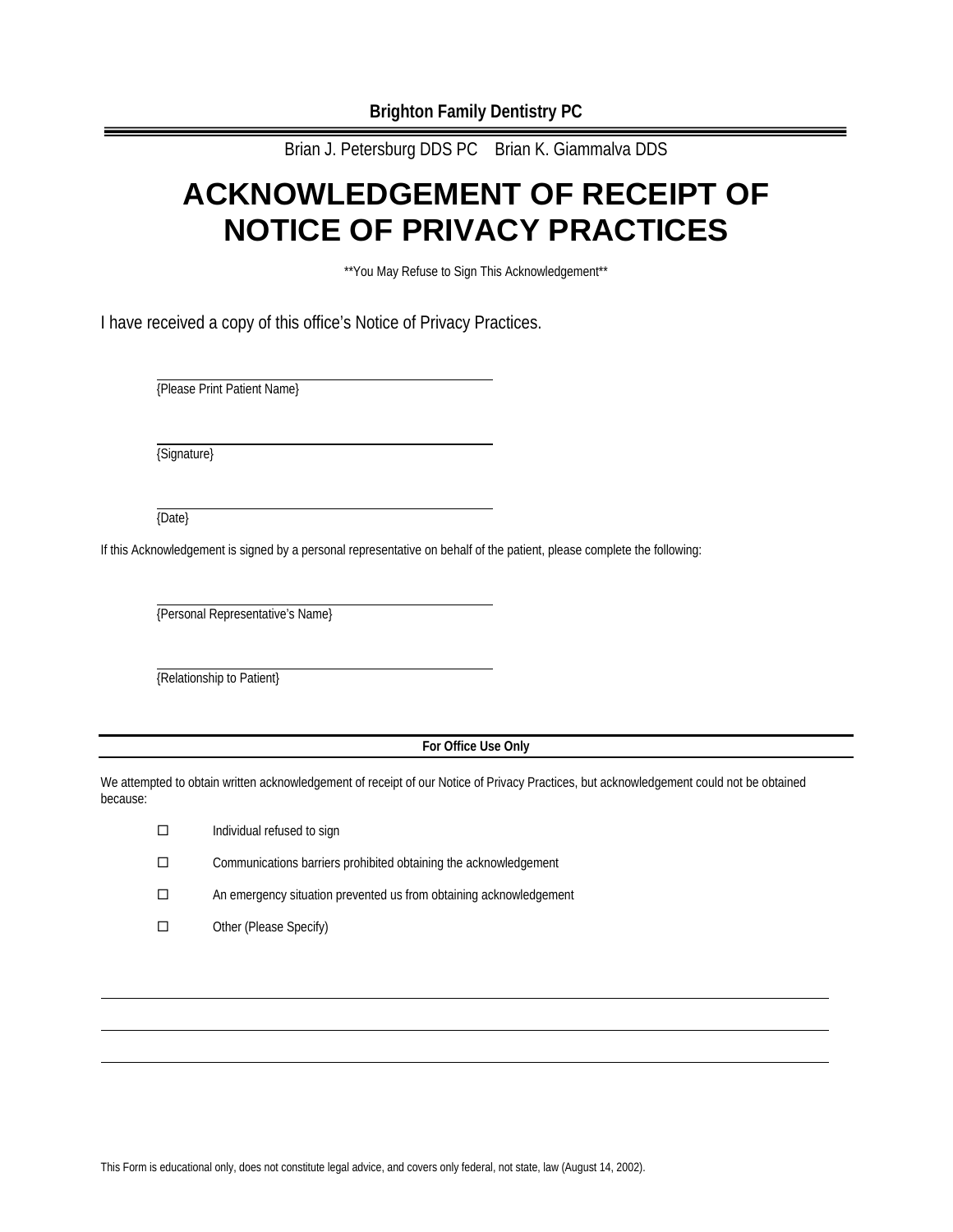**Brighton Family Dentistry PC**

Brian J. Petersburg DDS PC    Brian K. Giammalva DDS

# ACKNOWLEDGEMENT OF RECEIPT OF NOTICE OF PRIVACY PRACTICES

**You May Refuse to Sign This Acknowledgement**

I have received a copy of this office's Notice of Privacy Practices.

\_\_\_\_\_\_\_\_\_\_\_\_\_\_\_\_\_\_\_\_\_\_\_\_\_\_\_\_\_\_\_\_\_\_\_\_\_\_\_\_
{Please Print Patient Name}

\_\_\_\_\_\_\_\_\_\_\_\_\_\_\_\_\_\_\_\_\_\_\_\_\_\_\_\_\_\_\_\_\_\_\_\_\_\_\_\_
{Signature}

\_\_\_\_\_\_\_\_\_\_\_\_\_\_\_\_\_\_\_\_\_\_\_\_\_\_\_\_\_\_\_\_\_\_\_\_\_\_\_\_
{Date}

If this Acknowledgement is signed by a personal representative on behalf of the patient, please complete the following:

\_\_\_\_\_\_\_\_\_\_\_\_\_\_\_\_\_\_\_\_\_\_\_\_\_\_\_\_\_\_\_\_\_\_\_\_\_\_\_\_
{Personal Representative's Name}

\_\_\_\_\_\_\_\_\_\_\_\_\_\_\_\_\_\_\_\_\_\_\_\_\_\_\_\_\_\_\_\_\_\_\_\_\_\_\_\_
{Relationship to Patient}

---

**For Office Use Only**

---

We attempted to obtain written acknowledgement of receipt of our Notice of Privacy Practices, but acknowledgement could not be obtained because:

- ☐ Individual refused to sign
- ☐ Communications barriers prohibited obtaining the acknowledgement
- ☐ An emergency situation prevented us from obtaining acknowledgement
- ☐ Other (Please Specify)

\_\_\_\_\_\_\_\_\_\_\_\_\_\_\_\_\_\_\_\_\_\_\_\_\_\_\_\_\_\_\_\_\_\_\_\_\_\_\_\_\_\_\_\_\_\_\_\_\_\_\_\_\_\_\_\_\_\_\_\_\_\_\_\_\_\_\_\_\_\_\_\_\_\_\_\_\_\_

\_\_\_\_\_\_\_\_\_\_\_\_\_\_\_\_\_\_\_\_\_\_\_\_\_\_\_\_\_\_\_\_\_\_\_\_\_\_\_\_\_\_\_\_\_\_\_\_\_\_\_\_\_\_\_\_\_\_\_\_\_\_\_\_\_\_\_\_\_\_\_\_\_\_\_\_\_\_

\_\_\_\_\_\_\_\_\_\_\_\_\_\_\_\_\_\_\_\_\_\_\_\_\_\_\_\_\_\_\_\_\_\_\_\_\_\_\_\_\_\_\_\_\_\_\_\_\_\_\_\_\_\_\_\_\_\_\_\_\_\_\_\_\_\_\_\_\_\_\_\_\_\_\_\_\_\_

This Form is educational only, does not constitute legal advice, and covers only federal, not state, law (August 14, 2002).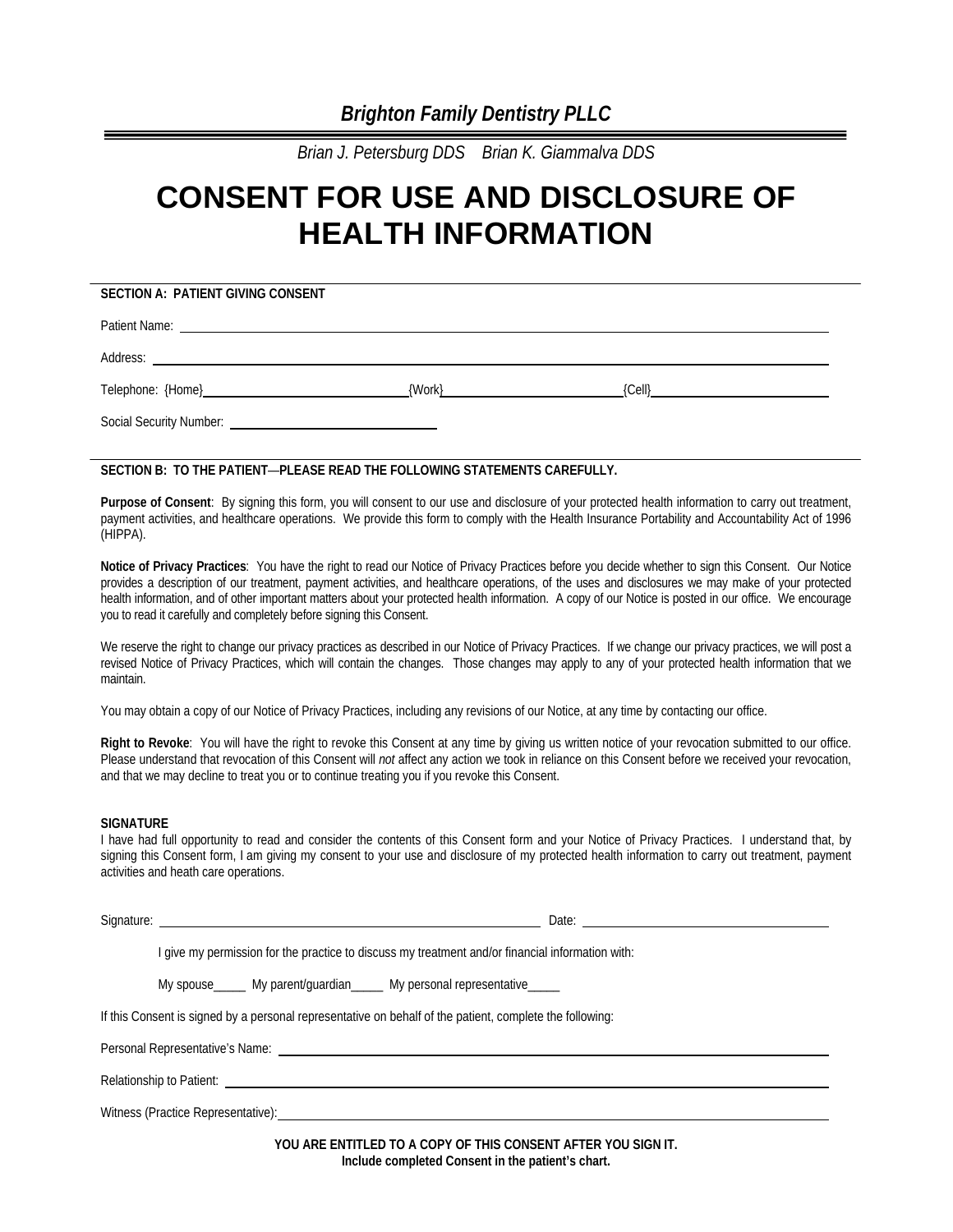*Brighton Family Dentistry PLLC*

*Brian J. Petersburg DDS Brian K. Giammalva DDS*

# CONSENT FOR USE AND DISCLOSURE OF HEALTH INFORMATION

**SECTION A: PATIENT GIVING CONSENT**

Patient Name: ______________________________________________

Address: ______________________________________________

Telephone: {Home}______________________ {Work}______________________ {Cell}______________________

Social Security Number: ______________________

**SECTION B: TO THE PATIENT—PLEASE READ THE FOLLOWING STATEMENTS CAREFULLY.**

**Purpose of Consent**: By signing this form, you will consent to our use and disclosure of your protected health information to carry out treatment, payment activities, and healthcare operations. We provide this form to comply with the Health Insurance Portability and Accountability Act of 1996 (HIPPA).

**Notice of Privacy Practices**: You have the right to read our Notice of Privacy Practices before you decide whether to sign this Consent. Our Notice provides a description of our treatment, payment activities, and healthcare operations, of the uses and disclosures we may make of your protected health information, and of other important matters about your protected health information. A copy of our Notice is posted in our office. We encourage you to read it carefully and completely before signing this Consent.

We reserve the right to change our privacy practices as described in our Notice of Privacy Practices. If we change our privacy practices, we will post a revised Notice of Privacy Practices, which will contain the changes. Those changes may apply to any of your protected health information that we maintain.

You may obtain a copy of our Notice of Privacy Practices, including any revisions of our Notice, at any time by contacting our office.

**Right to Revoke**: You will have the right to revoke this Consent at any time by giving us written notice of your revocation submitted to our office. Please understand that revocation of this Consent will *not* affect any action we took in reliance on this Consent before we received your revocation, and that we may decline to treat you or to continue treating you if you revoke this Consent.

**SIGNATURE**

I have had full opportunity to read and consider the contents of this Consent form and your Notice of Privacy Practices. I understand that, by signing this Consent form, I am giving my consent to your use and disclosure of my protected health information to carry out treatment, payment activities and heath care operations.

Signature: ______________________________________ Date: ______________________

I give my permission for the practice to discuss my treatment and/or financial information with:

My spouse_____ My parent/guardian_____ My personal representative_____

If this Consent is signed by a personal representative on behalf of the patient, complete the following:

Personal Representative's Name: ______________________________________________

Relationship to Patient: ______________________________________________

Witness (Practice Representative): ______________________________________________

**YOU ARE ENTITLED TO A COPY OF THIS CONSENT AFTER YOU SIGN IT.**
**Include completed Consent in the patient's chart.**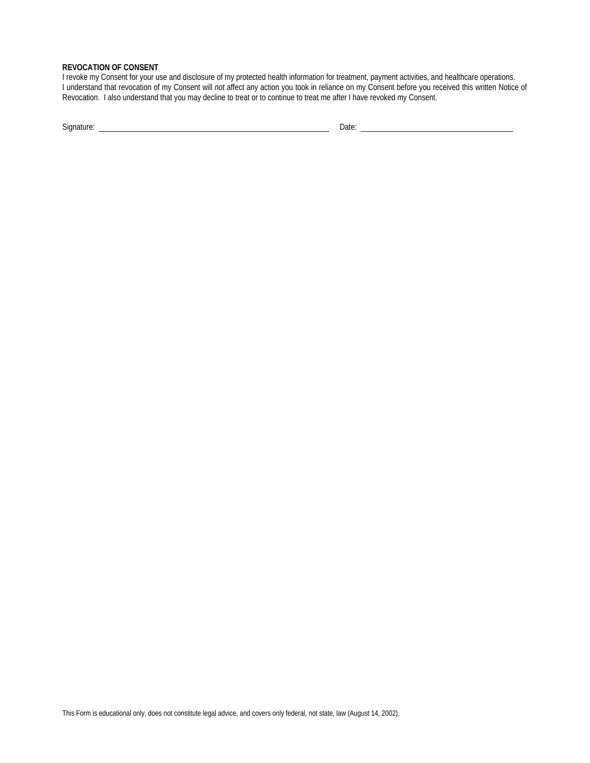**REVOCATION OF CONSENT**

I revoke my Consent for your use and disclosure of my protected health information for treatment, payment activities, and healthcare operations. I understand that revocation of my Consent will *not* affect any action you took in reliance on my Consent before you received this written Notice of Revocation. I also understand that you may decline to treat or to continue to treat me after I have revoked my Consent.

Signature: ______________________________ Date: ______________________

This Form is educational only, does not constitute legal advice, and covers only federal, not state, law (August 14, 2002).